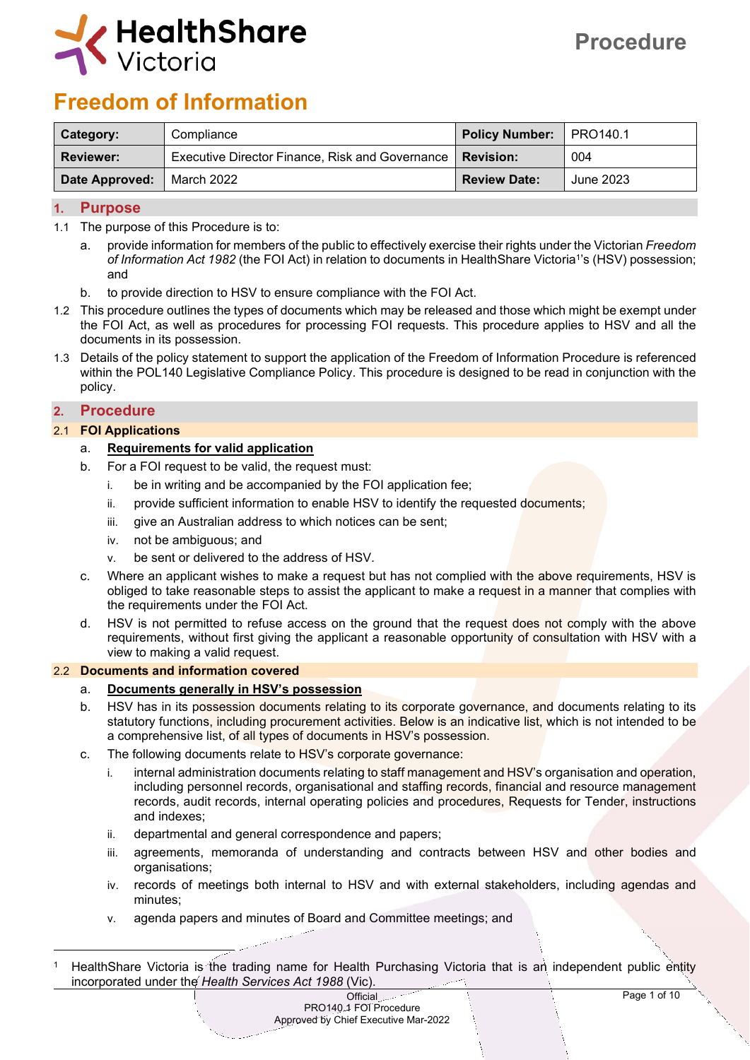# Freedom of Information

Procedure

| Category: | Compliance | Policy Number: | PRO140.1 |
|---|---|---|---|
| Reviewer: | Executive Director Finance, Risk and Governance | Revision: | 004 |
| Date Approved: | March 2022 | Review Date: | June 2023 |

## 1. Purpose

1.1 The purpose of this Procedure is to:

a. provide information for members of the public to effectively exercise their rights under the Victorian *Freedom of Information Act 1982* (the FOI Act) in relation to documents in HealthShare Victoria[1]'s (HSV) possession; and

b. to provide direction to HSV to ensure compliance with the FOI Act.

1.2 This procedure outlines the types of documents which may be released and those which might be exempt under the FOI Act, as well as procedures for processing FOI requests. This procedure applies to HSV and all the documents in its possession.

1.3 Details of the policy statement to support the application of the Freedom of Information Procedure is referenced within the POL140 Legislative Compliance Policy. This procedure is designed to be read in conjunction with the policy.

## 2. Procedure

### 2.1 FOI Applications

a. **Requirements for valid application**

b. For a FOI request to be valid, the request must:

i. be in writing and be accompanied by the FOI application fee;

ii. provide sufficient information to enable HSV to identify the requested documents;

iii. give an Australian address to which notices can be sent;

iv. not be ambiguous; and

v. be sent or delivered to the address of HSV.

c. Where an applicant wishes to make a request but has not complied with the above requirements, HSV is obliged to take reasonable steps to assist the applicant to make a request in a manner that complies with the requirements under the FOI Act.

d. HSV is not permitted to refuse access on the ground that the request does not comply with the above requirements, without first giving the applicant a reasonable opportunity of consultation with HSV with a view to making a valid request.

### 2.2 Documents and information covered

a. **Documents generally in HSV's possession**

b. HSV has in its possession documents relating to its corporate governance, and documents relating to its statutory functions, including procurement activities. Below is an indicative list, which is not intended to be a comprehensive list, of all types of documents in HSV's possession.

c. The following documents relate to HSV's corporate governance:

i. internal administration documents relating to staff management and HSV's organisation and operation, including personnel records, organisational and staffing records, financial and resource management records, audit records, internal operating policies and procedures, Requests for Tender, instructions and indexes;

ii. departmental and general correspondence and papers;

iii. agreements, memoranda of understanding and contracts between HSV and other bodies and organisations;

iv. records of meetings both internal to HSV and with external stakeholders, including agendas and minutes;

v. agenda papers and minutes of Board and Committee meetings; and

[1] HealthShare Victoria is the trading name for Health Purchasing Victoria that is an independent public entity incorporated under the *Health Services Act 1988* (Vic).

Official
PRO140.1 FOI Procedure
Approved by Chief Executive Mar-2022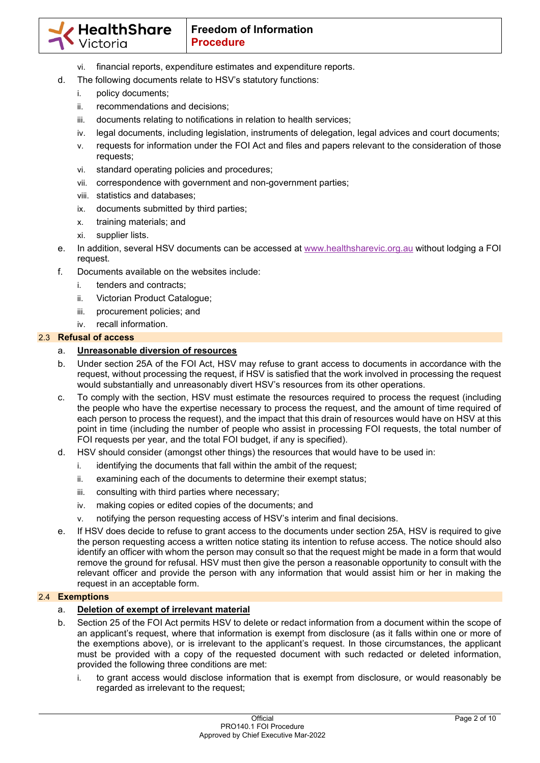vi. financial reports, expenditure estimates and expenditure reports.

d. The following documents relate to HSV's statutory functions:
   i. policy documents;
   ii. recommendations and decisions;
   iii. documents relating to notifications in relation to health services;
   iv. legal documents, including legislation, instruments of delegation, legal advices and court documents;
   v. requests for information under the FOI Act and files and papers relevant to the consideration of those requests;
   vi. standard operating policies and procedures;
   vii. correspondence with government and non-government parties;
   viii. statistics and databases;
   ix. documents submitted by third parties;
   x. training materials; and
   xi. supplier lists.

e. In addition, several HSV documents can be accessed at [www.healthsharevic.org.au](www.healthsharevic.org.au) without lodging a FOI request.

f. Documents available on the websites include:
   i. tenders and contracts;
   ii. Victorian Product Catalogue;
   iii. procurement policies; and
   iv. recall information.

## 2.3 Refusal of access

a. **Unreasonable diversion of resources**

b. Under section 25A of the FOI Act, HSV may refuse to grant access to documents in accordance with the request, without processing the request, if HSV is satisfied that the work involved in processing the request would substantially and unreasonably divert HSV's resources from its other operations.

c. To comply with the section, HSV must estimate the resources required to process the request (including the people who have the expertise necessary to process the request, and the amount of time required of each person to process the request), and the impact that this drain of resources would have on HSV at this point in time (including the number of people who assist in processing FOI requests, the total number of FOI requests per year, and the total FOI budget, if any is specified).

d. HSV should consider (amongst other things) the resources that would have to be used in:
   i. identifying the documents that fall within the ambit of the request;
   ii. examining each of the documents to determine their exempt status;
   iii. consulting with third parties where necessary;
   iv. making copies or edited copies of the documents; and
   v. notifying the person requesting access of HSV's interim and final decisions.

e. If HSV does decide to refuse to grant access to the documents under section 25A, HSV is required to give the person requesting access a written notice stating its intention to refuse access. The notice should also identify an officer with whom the person may consult so that the request might be made in a form that would remove the ground for refusal. HSV must then give the person a reasonable opportunity to consult with the relevant officer and provide the person with any information that would assist him or her in making the request in an acceptable form.

## 2.4 Exemptions

a. **Deletion of exempt of irrelevant material**

b. Section 25 of the FOI Act permits HSV to delete or redact information from a document within the scope of an applicant's request, where that information is exempt from disclosure (as it falls within one or more of the exemptions above), or is irrelevant to the applicant's request. In those circumstances, the applicant must be provided with a copy of the requested document with such redacted or deleted information, provided the following three conditions are met:
   i. to grant access would disclose information that is exempt from disclosure, or would reasonably be regarded as irrelevant to the request;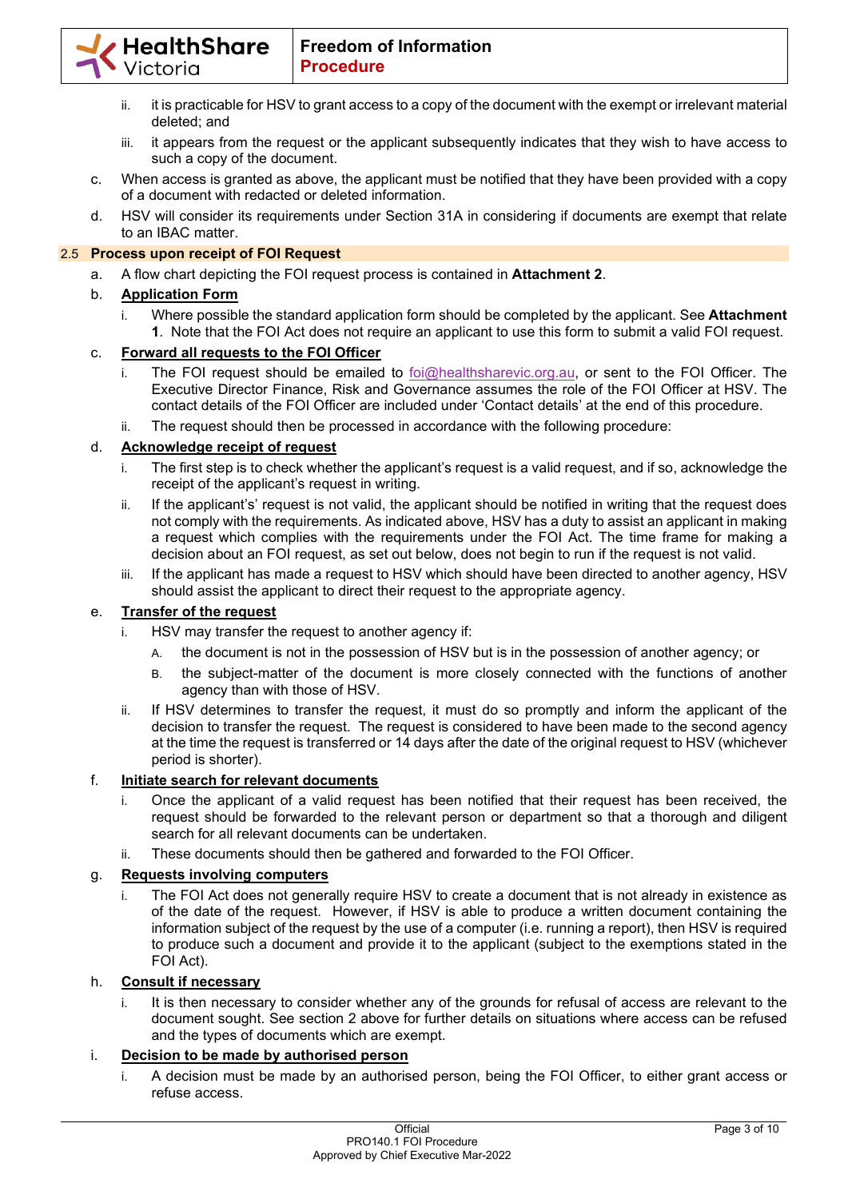ii. it is practicable for HSV to grant access to a copy of the document with the exempt or irrelevant material deleted; and

   iii. it appears from the request or the applicant subsequently indicates that they wish to have access to such a copy of the document.

c. When access is granted as above, the applicant must be notified that they have been provided with a copy of a document with redacted or deleted information.

d. HSV will consider its requirements under Section 31A in considering if documents are exempt that relate to an IBAC matter.

### 2.5 Process upon receipt of FOI Request

a. A flow chart depicting the FOI request process is contained in **Attachment 2**.

b. **Application Form**

   i. Where possible the standard application form should be completed by the applicant. See **Attachment 1**. Note that the FOI Act does not require an applicant to use this form to submit a valid FOI request.

c. **Forward all requests to the FOI Officer**

   i. The FOI request should be emailed to foi@healthsharevic.org.au, or sent to the FOI Officer. The Executive Director Finance, Risk and Governance assumes the role of the FOI Officer at HSV. The contact details of the FOI Officer are included under 'Contact details' at the end of this procedure.

   ii. The request should then be processed in accordance with the following procedure:

d. **Acknowledge receipt of request**

   i. The first step is to check whether the applicant's request is a valid request, and if so, acknowledge the receipt of the applicant's request in writing.

   ii. If the applicant's' request is not valid, the applicant should be notified in writing that the request does not comply with the requirements. As indicated above, HSV has a duty to assist an applicant in making a request which complies with the requirements under the FOI Act. The time frame for making a decision about an FOI request, as set out below, does not begin to run if the request is not valid.

   iii. If the applicant has made a request to HSV which should have been directed to another agency, HSV should assist the applicant to direct their request to the appropriate agency.

e. **Transfer of the request**

   i. HSV may transfer the request to another agency if:

      A. the document is not in the possession of HSV but is in the possession of another agency; or

      B. the subject-matter of the document is more closely connected with the functions of another agency than with those of HSV.

   ii. If HSV determines to transfer the request, it must do so promptly and inform the applicant of the decision to transfer the request. The request is considered to have been made to the second agency at the time the request is transferred or 14 days after the date of the original request to HSV (whichever period is shorter).

f. **Initiate search for relevant documents**

   i. Once the applicant of a valid request has been notified that their request has been received, the request should be forwarded to the relevant person or department so that a thorough and diligent search for all relevant documents can be undertaken.

   ii. These documents should then be gathered and forwarded to the FOI Officer.

g. **Requests involving computers**

   i. The FOI Act does not generally require HSV to create a document that is not already in existence as of the date of the request. However, if HSV is able to produce a written document containing the information subject of the request by the use of a computer (i.e. running a report), then HSV is required to produce such a document and provide it to the applicant (subject to the exemptions stated in the FOI Act).

h. **Consult if necessary**

   i. It is then necessary to consider whether any of the grounds for refusal of access are relevant to the document sought. See section 2 above for further details on situations where access can be refused and the types of documents which are exempt.

i. **Decision to be made by authorised person**

   i. A decision must be made by an authorised person, being the FOI Officer, to either grant access or refuse access.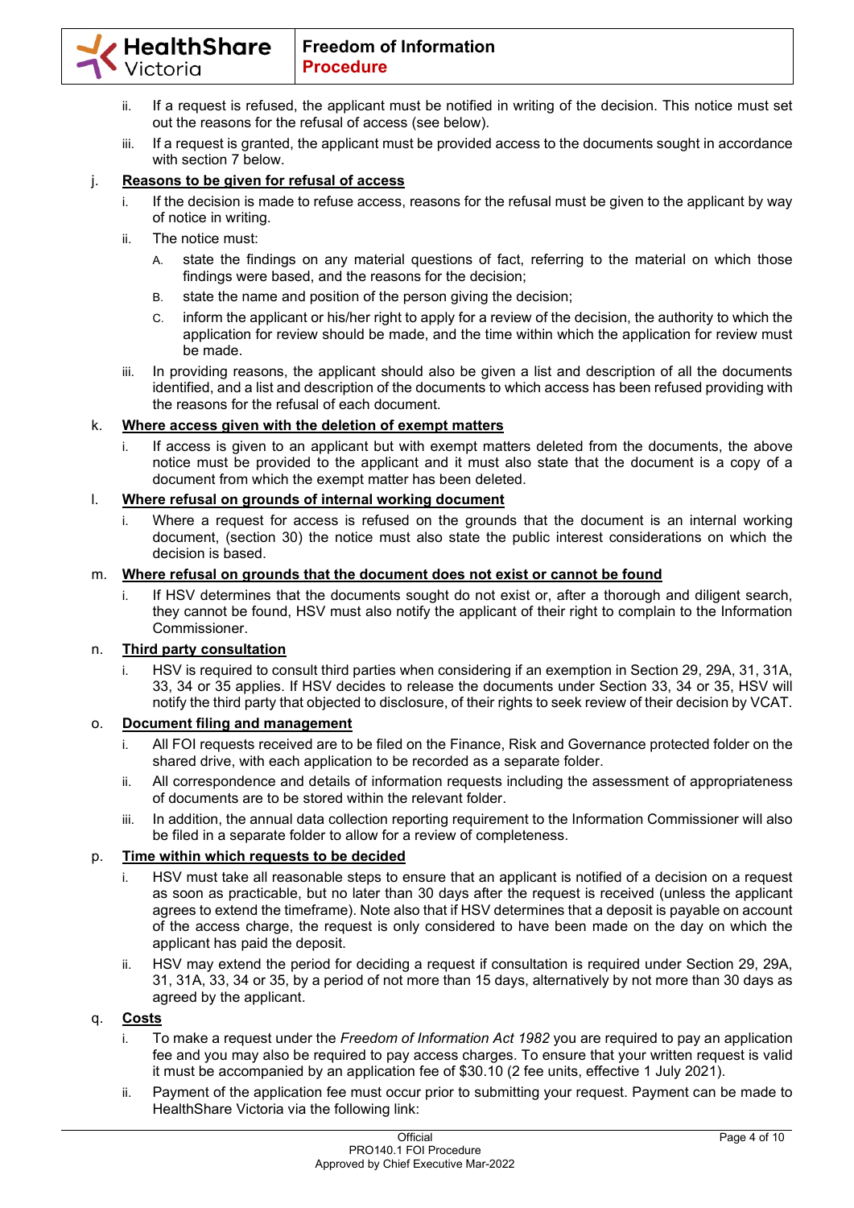ii. If a request is refused, the applicant must be notified in writing of the decision. This notice must set out the reasons for the refusal of access (see below).

iii. If a request is granted, the applicant must be provided access to the documents sought in accordance with section 7 below.

j. **Reasons to be given for refusal of access**

i. If the decision is made to refuse access, reasons for the refusal must be given to the applicant by way of notice in writing.

ii. The notice must:

A. state the findings on any material questions of fact, referring to the material on which those findings were based, and the reasons for the decision;

B. state the name and position of the person giving the decision;

C. inform the applicant or his/her right to apply for a review of the decision, the authority to which the application for review should be made, and the time within which the application for review must be made.

iii. In providing reasons, the applicant should also be given a list and description of all the documents identified, and a list and description of the documents to which access has been refused providing with the reasons for the refusal of each document.

k. **Where access given with the deletion of exempt matters**

i. If access is given to an applicant but with exempt matters deleted from the documents, the above notice must be provided to the applicant and it must also state that the document is a copy of a document from which the exempt matter has been deleted.

l. **Where refusal on grounds of internal working document**

i. Where a request for access is refused on the grounds that the document is an internal working document, (section 30) the notice must also state the public interest considerations on which the decision is based.

m. **Where refusal on grounds that the document does not exist or cannot be found**

i. If HSV determines that the documents sought do not exist or, after a thorough and diligent search, they cannot be found, HSV must also notify the applicant of their right to complain to the Information Commissioner.

n. **Third party consultation**

i. HSV is required to consult third parties when considering if an exemption in Section 29, 29A, 31, 31A, 33, 34 or 35 applies. If HSV decides to release the documents under Section 33, 34 or 35, HSV will notify the third party that objected to disclosure, of their rights to seek review of their decision by VCAT.

o. **Document filing and management**

i. All FOI requests received are to be filed on the Finance, Risk and Governance protected folder on the shared drive, with each application to be recorded as a separate folder.

ii. All correspondence and details of information requests including the assessment of appropriateness of documents are to be stored within the relevant folder.

iii. In addition, the annual data collection reporting requirement to the Information Commissioner will also be filed in a separate folder to allow for a review of completeness.

p. **Time within which requests to be decided**

i. HSV must take all reasonable steps to ensure that an applicant is notified of a decision on a request as soon as practicable, but no later than 30 days after the request is received (unless the applicant agrees to extend the timeframe). Note also that if HSV determines that a deposit is payable on account of the access charge, the request is only considered to have been made on the day on which the applicant has paid the deposit.

ii. HSV may extend the period for deciding a request if consultation is required under Section 29, 29A, 31, 31A, 33, 34 or 35, by a period of not more than 15 days, alternatively by not more than 30 days as agreed by the applicant.

q. **Costs**

i. To make a request under the *Freedom of Information Act 1982* you are required to pay an application fee and you may also be required to pay access charges. To ensure that your written request is valid it must be accompanied by an application fee of $30.10 (2 fee units, effective 1 July 2021).

ii. Payment of the application fee must occur prior to submitting your request. Payment can be made to HealthShare Victoria via the following link: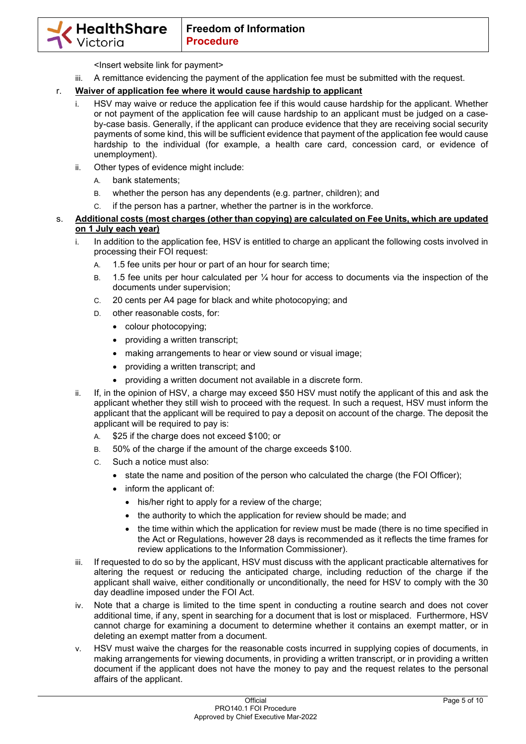<Insert website link for payment>

iii. A remittance evidencing the payment of the application fee must be submitted with the request.

r. **<u>Waiver of application fee where it would cause hardship to applicant</u>**

i. HSV may waive or reduce the application fee if this would cause hardship for the applicant. Whether or not payment of the application fee will cause hardship to an applicant must be judged on a case-by-case basis. Generally, if the applicant can produce evidence that they are receiving social security payments of some kind, this will be sufficient evidence that payment of the application fee would cause hardship to the individual (for example, a health care card, concession card, or evidence of unemployment).

ii. Other types of evidence might include:

A. bank statements;

B. whether the person has any dependents (e.g. partner, children); and

C. if the person has a partner, whether the partner is in the workforce.

s. **<u>Additional costs (most charges (other than copying) are calculated on Fee Units, which are updated on 1 July each year)</u>**

i. In addition to the application fee, HSV is entitled to charge an applicant the following costs involved in processing their FOI request:

A. 1.5 fee units per hour or part of an hour for search time;

B. 1.5 fee units per hour calculated per ¼ hour for access to documents via the inspection of the documents under supervision;

C. 20 cents per A4 page for black and white photocopying; and

D. other reasonable costs, for:

- colour photocopying;
- providing a written transcript;
- making arrangements to hear or view sound or visual image;
- providing a written transcript; and
- providing a written document not available in a discrete form.

ii. If, in the opinion of HSV, a charge may exceed $50 HSV must notify the applicant of this and ask the applicant whether they still wish to proceed with the request. In such a request, HSV must inform the applicant that the applicant will be required to pay a deposit on account of the charge. The deposit the applicant will be required to pay is:

A. $25 if the charge does not exceed $100; or

B. 50% of the charge if the amount of the charge exceeds $100.

C. Such a notice must also:

- state the name and position of the person who calculated the charge (the FOI Officer);
- inform the applicant of:
  - his/her right to apply for a review of the charge;
  - the authority to which the application for review should be made; and
  - the time within which the application for review must be made (there is no time specified in the Act or Regulations, however 28 days is recommended as it reflects the time frames for review applications to the Information Commissioner).

iii. If requested to do so by the applicant, HSV must discuss with the applicant practicable alternatives for altering the request or reducing the anticipated charge, including reduction of the charge if the applicant shall waive, either conditionally or unconditionally, the need for HSV to comply with the 30 day deadline imposed under the FOI Act.

iv. Note that a charge is limited to the time spent in conducting a routine search and does not cover additional time, if any, spent in searching for a document that is lost or misplaced. Furthermore, HSV cannot charge for examining a document to determine whether it contains an exempt matter, or in deleting an exempt matter from a document.

v. HSV must waive the charges for the reasonable costs incurred in supplying copies of documents, in making arrangements for viewing documents, in providing a written transcript, or in providing a written document if the applicant does not have the money to pay and the request relates to the personal affairs of the applicant.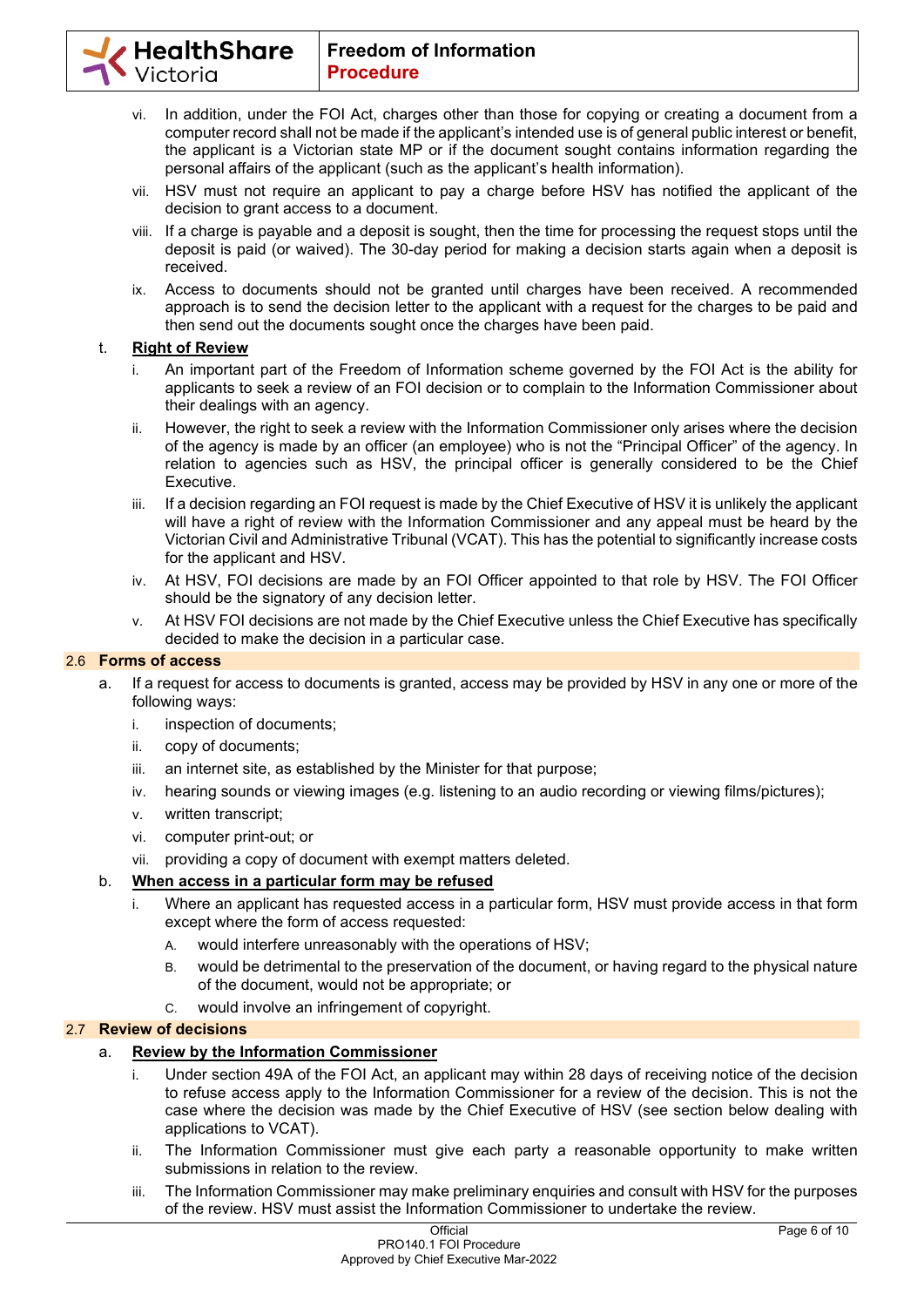vi. In addition, under the FOI Act, charges other than those for copying or creating a document from a computer record shall not be made if the applicant's intended use is of general public interest or benefit, the applicant is a Victorian state MP or if the document sought contains information regarding the personal affairs of the applicant (such as the applicant's health information).

vii. HSV must not require an applicant to pay a charge before HSV has notified the applicant of the decision to grant access to a document.

viii. If a charge is payable and a deposit is sought, then the time for processing the request stops until the deposit is paid (or waived). The 30-day period for making a decision starts again when a deposit is received.

ix. Access to documents should not be granted until charges have been received. A recommended approach is to send the decision letter to the applicant with a request for the charges to be paid and then send out the documents sought once the charges have been paid.

t. **Right of Review**

i. An important part of the Freedom of Information scheme governed by the FOI Act is the ability for applicants to seek a review of an FOI decision or to complain to the Information Commissioner about their dealings with an agency.

ii. However, the right to seek a review with the Information Commissioner only arises where the decision of the agency is made by an officer (an employee) who is not the "Principal Officer" of the agency. In relation to agencies such as HSV, the principal officer is generally considered to be the Chief Executive.

iii. If a decision regarding an FOI request is made by the Chief Executive of HSV it is unlikely the applicant will have a right of review with the Information Commissioner and any appeal must be heard by the Victorian Civil and Administrative Tribunal (VCAT). This has the potential to significantly increase costs for the applicant and HSV.

iv. At HSV, FOI decisions are made by an FOI Officer appointed to that role by HSV. The FOI Officer should be the signatory of any decision letter.

v. At HSV FOI decisions are not made by the Chief Executive unless the Chief Executive has specifically decided to make the decision in a particular case.

## 2.6 Forms of access

a. If a request for access to documents is granted, access may be provided by HSV in any one or more of the following ways:

i. inspection of documents;

ii. copy of documents;

iii. an internet site, as established by the Minister for that purpose;

iv. hearing sounds or viewing images (e.g. listening to an audio recording or viewing films/pictures);

v. written transcript;

vi. computer print-out; or

vii. providing a copy of document with exempt matters deleted.

b. **When access in a particular form may be refused**

i. Where an applicant has requested access in a particular form, HSV must provide access in that form except where the form of access requested:

A. would interfere unreasonably with the operations of HSV;

B. would be detrimental to the preservation of the document, or having regard to the physical nature of the document, would not be appropriate; or

C. would involve an infringement of copyright.

## 2.7 Review of decisions

a. **Review by the Information Commissioner**

i. Under section 49A of the FOI Act, an applicant may within 28 days of receiving notice of the decision to refuse access apply to the Information Commissioner for a review of the decision. This is not the case where the decision was made by the Chief Executive of HSV (see section below dealing with applications to VCAT).

ii. The Information Commissioner must give each party a reasonable opportunity to make written submissions in relation to the review.

iii. The Information Commissioner may make preliminary enquiries and consult with HSV for the purposes of the review. HSV must assist the Information Commissioner to undertake the review.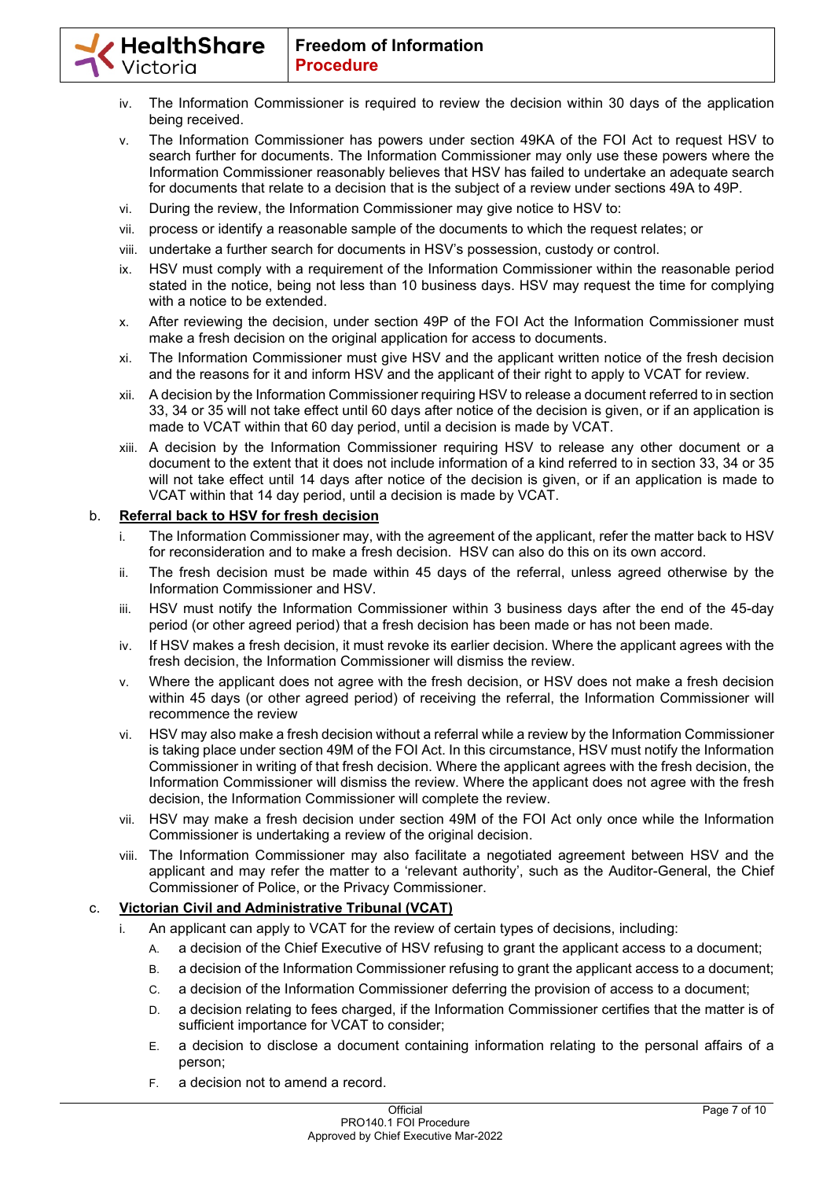iv. The Information Commissioner is required to review the decision within 30 days of the application being received.

v. The Information Commissioner has powers under section 49KA of the FOI Act to request HSV to search further for documents. The Information Commissioner may only use these powers where the Information Commissioner reasonably believes that HSV has failed to undertake an adequate search for documents that relate to a decision that is the subject of a review under sections 49A to 49P.

vi. During the review, the Information Commissioner may give notice to HSV to:

vii. process or identify a reasonable sample of the documents to which the request relates; or

viii. undertake a further search for documents in HSV's possession, custody or control.

ix. HSV must comply with a requirement of the Information Commissioner within the reasonable period stated in the notice, being not less than 10 business days. HSV may request the time for complying with a notice to be extended.

x. After reviewing the decision, under section 49P of the FOI Act the Information Commissioner must make a fresh decision on the original application for access to documents.

xi. The Information Commissioner must give HSV and the applicant written notice of the fresh decision and the reasons for it and inform HSV and the applicant of their right to apply to VCAT for review.

xii. A decision by the Information Commissioner requiring HSV to release a document referred to in section 33, 34 or 35 will not take effect until 60 days after notice of the decision is given, or if an application is made to VCAT within that 60 day period, until a decision is made by VCAT.

xiii. A decision by the Information Commissioner requiring HSV to release any other document or a document to the extent that it does not include information of a kind referred to in section 33, 34 or 35 will not take effect until 14 days after notice of the decision is given, or if an application is made to VCAT within that 14 day period, until a decision is made by VCAT.

b. **Referral back to HSV for fresh decision**

i. The Information Commissioner may, with the agreement of the applicant, refer the matter back to HSV for reconsideration and to make a fresh decision. HSV can also do this on its own accord.

ii. The fresh decision must be made within 45 days of the referral, unless agreed otherwise by the Information Commissioner and HSV.

iii. HSV must notify the Information Commissioner within 3 business days after the end of the 45-day period (or other agreed period) that a fresh decision has been made or has not been made.

iv. If HSV makes a fresh decision, it must revoke its earlier decision. Where the applicant agrees with the fresh decision, the Information Commissioner will dismiss the review.

v. Where the applicant does not agree with the fresh decision, or HSV does not make a fresh decision within 45 days (or other agreed period) of receiving the referral, the Information Commissioner will recommence the review

vi. HSV may also make a fresh decision without a referral while a review by the Information Commissioner is taking place under section 49M of the FOI Act. In this circumstance, HSV must notify the Information Commissioner in writing of that fresh decision. Where the applicant agrees with the fresh decision, the Information Commissioner will dismiss the review. Where the applicant does not agree with the fresh decision, the Information Commissioner will complete the review.

vii. HSV may make a fresh decision under section 49M of the FOI Act only once while the Information Commissioner is undertaking a review of the original decision.

viii. The Information Commissioner may also facilitate a negotiated agreement between HSV and the applicant and may refer the matter to a 'relevant authority', such as the Auditor-General, the Chief Commissioner of Police, or the Privacy Commissioner.

c. **Victorian Civil and Administrative Tribunal (VCAT)**

i. An applicant can apply to VCAT for the review of certain types of decisions, including:

A. a decision of the Chief Executive of HSV refusing to grant the applicant access to a document;

B. a decision of the Information Commissioner refusing to grant the applicant access to a document;

C. a decision of the Information Commissioner deferring the provision of access to a document;

D. a decision relating to fees charged, if the Information Commissioner certifies that the matter is of sufficient importance for VCAT to consider;

E. a decision to disclose a document containing information relating to the personal affairs of a person;

F. a decision not to amend a record.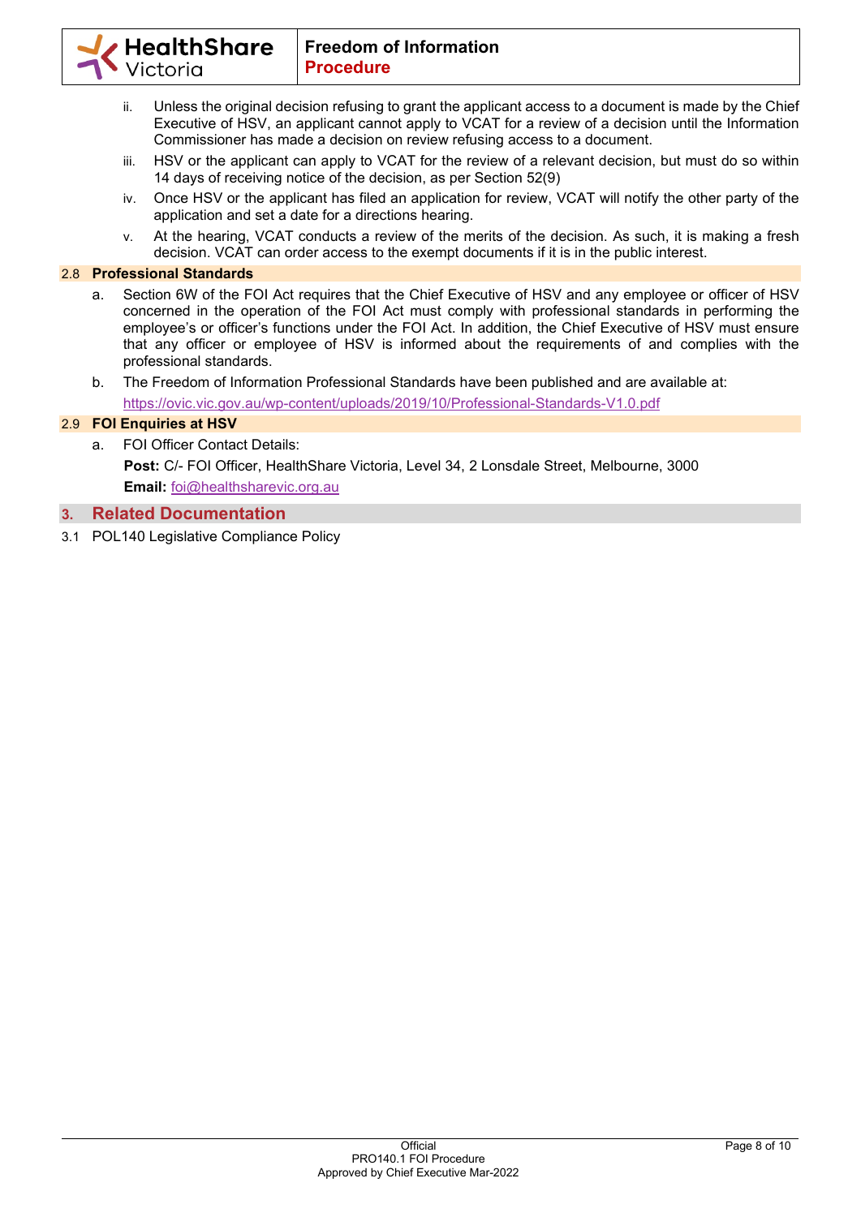ii. Unless the original decision refusing to grant the applicant access to a document is made by the Chief Executive of HSV, an applicant cannot apply to VCAT for a review of a decision until the Information Commissioner has made a decision on review refusing access to a document.

iii. HSV or the applicant can apply to VCAT for the review of a relevant decision, but must do so within 14 days of receiving notice of the decision, as per Section 52(9)

iv. Once HSV or the applicant has filed an application for review, VCAT will notify the other party of the application and set a date for a directions hearing.

v. At the hearing, VCAT conducts a review of the merits of the decision. As such, it is making a fresh decision. VCAT can order access to the exempt documents if it is in the public interest.

### 2.8 Professional Standards

a. Section 6W of the FOI Act requires that the Chief Executive of HSV and any employee or officer of HSV concerned in the operation of the FOI Act must comply with professional standards in performing the employee's or officer's functions under the FOI Act. In addition, the Chief Executive of HSV must ensure that any officer or employee of HSV is informed about the requirements of and complies with the professional standards.

b. The Freedom of Information Professional Standards have been published and are available at:
https://ovic.vic.gov.au/wp-content/uploads/2019/10/Professional-Standards-V1.0.pdf

### 2.9 FOI Enquiries at HSV

a. FOI Officer Contact Details:

**Post:** C/- FOI Officer, HealthShare Victoria, Level 34, 2 Lonsdale Street, Melbourne, 3000

**Email:** foi@healthsharevic.org.au

## 3. Related Documentation

3.1 POL140 Legislative Compliance Policy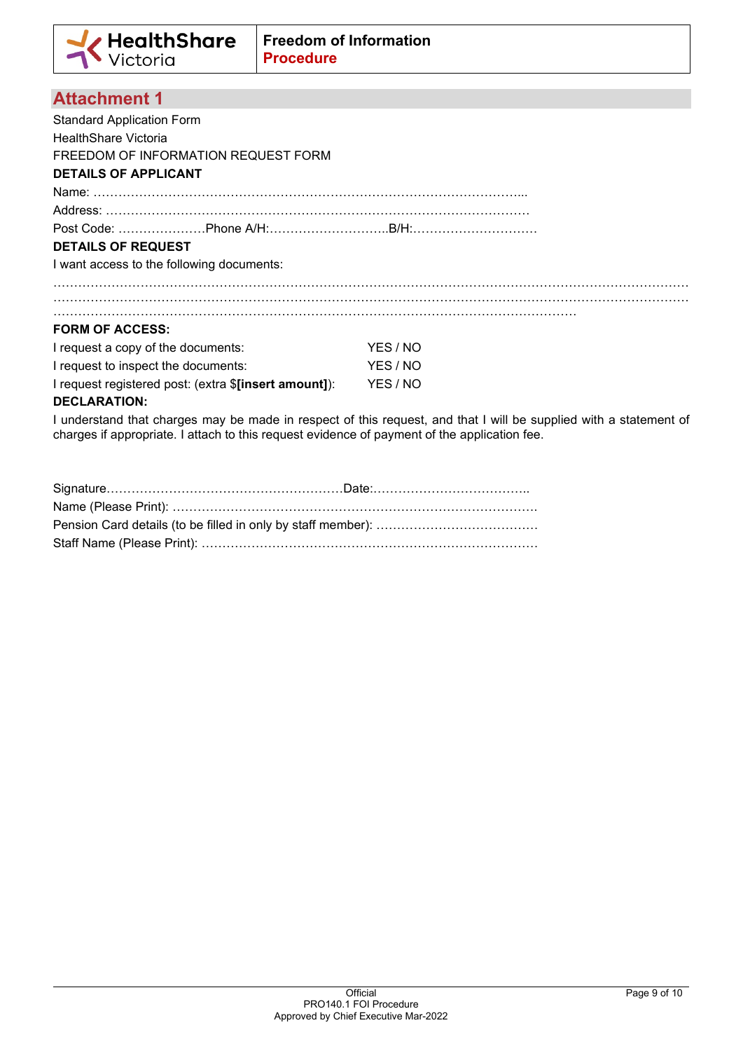## Attachment 1

Standard Application Form

HealthShare Victoria

FREEDOM OF INFORMATION REQUEST FORM

**DETAILS OF APPLICANT**

Name: ………………………………………………………………………………………...

Address: ………………………………………………………………………………………

Post Code: …………………Phone A/H:………………………..B/H:…………………………

**DETAILS OF REQUEST**

I want access to the following documents:

……………………………………………………………………………………………………………………………
……………………………………………………………………………………………………………………………
……………………………………………………………………………………………………………

**FORM OF ACCESS:**

| | |
|---|---|
| I request a copy of the documents: | YES / NO |
| I request to inspect the documents: | YES / NO |
| I request registered post: (extra $**[insert amount]**): | YES / NO |

**DECLARATION:**

I understand that charges may be made in respect of this request, and that I will be supplied with a statement of charges if appropriate. I attach to this request evidence of payment of the application fee.

Signature…………………………………………………Date:………………………………..

Name (Please Print): ……………………………………………………………………………

Pension Card details (to be filled in only by staff member): …………………………………

Staff Name (Please Print): ………………………………………………………………………

Official
PRO140.1 FOI Procedure
Approved by Chief Executive Mar-2022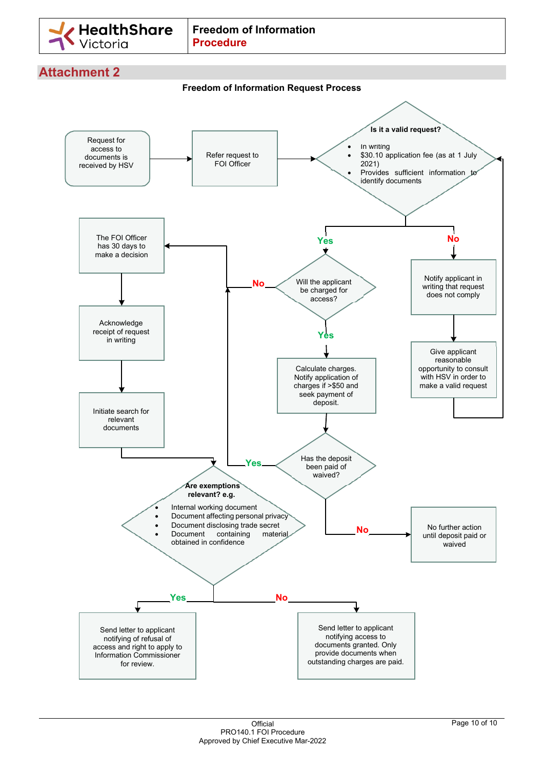## Attachment 2

**Freedom of Information Request Process**

Request for access to documents is received by HSV

Refer request to FOI Officer

**Is it a valid request?**

- In writing
- $30.10 application fee (as at 1 July 2021)
- Provides sufficient information to identify documents

Yes

No

Notify applicant in writing that request does not comply

Give applicant reasonable opportunity to consult with HSV in order to make a valid request

Will the applicant be charged for access?

No

Yes

Calculate charges. Notify application of charges if >$50 and seek payment of deposit.

Has the deposit been paid of waived?

Yes

No

No further action until deposit paid or waived

The FOI Officer has 30 days to make a decision

Acknowledge receipt of request in writing

Initiate search for relevant documents

**Are exemptions relevant? e.g.**

- Internal working document
- Document affecting personal privacy
- Document disclosing trade secret
- Document containing material obtained in confidence

Yes

No

Send letter to applicant notifying of refusal of access and right to apply to Information Commissioner for review.

Send letter to applicant notifying access to documents granted. Only provide documents when outstanding charges are paid.